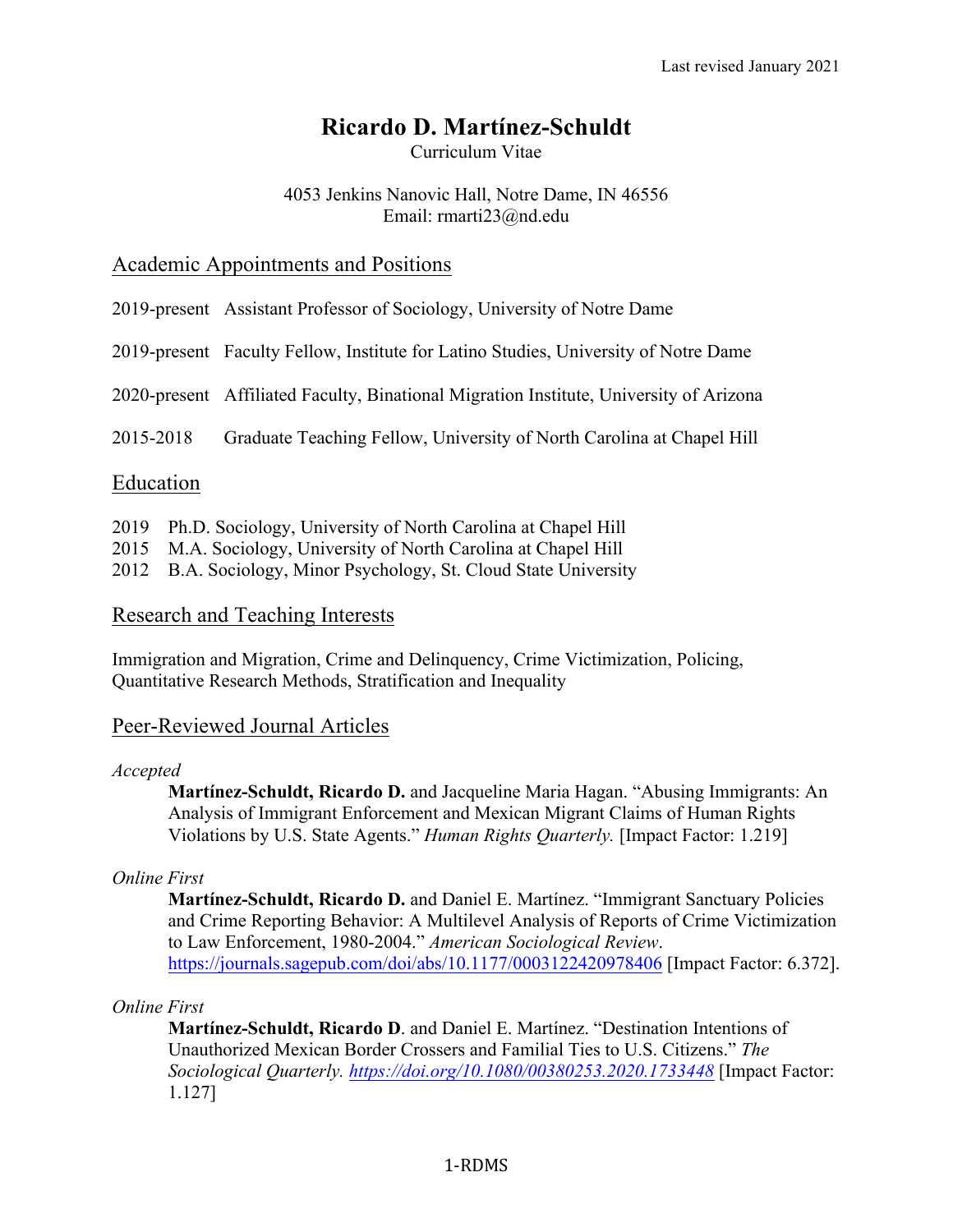Last revised January 2021

# Ricardo D. Martínez-Schuldt

Curriculum Vitae

4053 Jenkins Nanovic Hall, Notre Dame, IN 46556
Email: rmarti23@nd.edu

## Academic Appointments and Positions

2019-present Assistant Professor of Sociology, University of Notre Dame

2019-present Faculty Fellow, Institute for Latino Studies, University of Notre Dame

2020-present Affiliated Faculty, Binational Migration Institute, University of Arizona

2015-2018 Graduate Teaching Fellow, University of North Carolina at Chapel Hill

## Education

2019 Ph.D. Sociology, University of North Carolina at Chapel Hill
2015 M.A. Sociology, University of North Carolina at Chapel Hill
2012 B.A. Sociology, Minor Psychology, St. Cloud State University

## Research and Teaching Interests

Immigration and Migration, Crime and Delinquency, Crime Victimization, Policing, Quantitative Research Methods, Stratification and Inequality

## Peer-Reviewed Journal Articles

*Accepted*

**Martínez-Schuldt, Ricardo D.** and Jacqueline Maria Hagan. "Abusing Immigrants: An Analysis of Immigrant Enforcement and Mexican Migrant Claims of Human Rights Violations by U.S. State Agents." *Human Rights Quarterly.* [Impact Factor: 1.219]

*Online First*

**Martínez-Schuldt, Ricardo D.** and Daniel E. Martínez. "Immigrant Sanctuary Policies and Crime Reporting Behavior: A Multilevel Analysis of Reports of Crime Victimization to Law Enforcement, 1980-2004." *American Sociological Review*. https://journals.sagepub.com/doi/abs/10.1177/0003122420978406 [Impact Factor: 6.372].

*Online First*

**Martínez-Schuldt, Ricardo D**. and Daniel E. Martínez. "Destination Intentions of Unauthorized Mexican Border Crossers and Familial Ties to U.S. Citizens." *The Sociological Quarterly. https://doi.org/10.1080/00380253.2020.1733448* [Impact Factor: 1.127]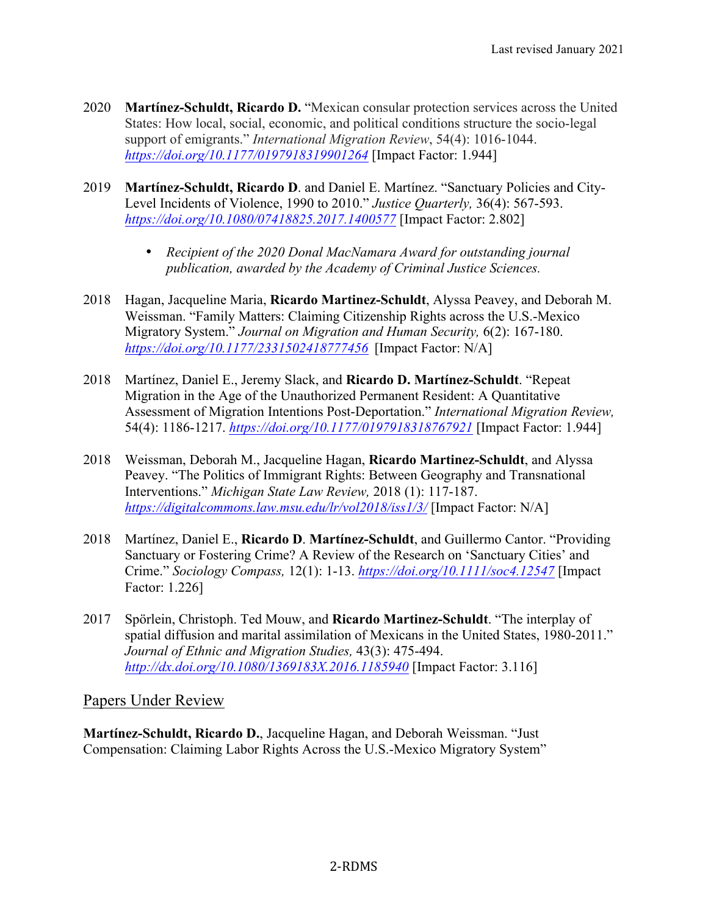2020 **Martínez-Schuldt, Ricardo D.** "Mexican consular protection services across the United States: How local, social, economic, and political conditions structure the socio-legal support of emigrants." *International Migration Review*, 54(4): 1016-1044. *https://doi.org/10.1177/0197918319901264* [Impact Factor: 1.944]

2019 **Martínez-Schuldt, Ricardo D**. and Daniel E. Martínez. "Sanctuary Policies and City-Level Incidents of Violence, 1990 to 2010." *Justice Quarterly,* 36(4): 567-593. *https://doi.org/10.1080/07418825.2017.1400577* [Impact Factor: 2.802]

- *Recipient of the 2020 Donal MacNamara Award for outstanding journal publication, awarded by the Academy of Criminal Justice Sciences.*

2018 Hagan, Jacqueline Maria, **Ricardo Martinez-Schuldt**, Alyssa Peavey, and Deborah M. Weissman. "Family Matters: Claiming Citizenship Rights across the U.S.-Mexico Migratory System." *Journal on Migration and Human Security,* 6(2): 167-180. *https://doi.org/10.1177/2331502418777456* [Impact Factor: N/A]

2018 Martínez, Daniel E., Jeremy Slack, and **Ricardo D. Martínez-Schuldt**. "Repeat Migration in the Age of the Unauthorized Permanent Resident: A Quantitative Assessment of Migration Intentions Post-Deportation." *International Migration Review,* 54(4): 1186-1217. *https://doi.org/10.1177/0197918318767921* [Impact Factor: 1.944]

2018 Weissman, Deborah M., Jacqueline Hagan, **Ricardo Martinez-Schuldt**, and Alyssa Peavey. "The Politics of Immigrant Rights: Between Geography and Transnational Interventions." *Michigan State Law Review,* 2018 (1): 117-187. *https://digitalcommons.law.msu.edu/lr/vol2018/iss1/3/* [Impact Factor: N/A]

2018 Martínez, Daniel E., **Ricardo D**. **Martínez-Schuldt**, and Guillermo Cantor. "Providing Sanctuary or Fostering Crime? A Review of the Research on 'Sanctuary Cities' and Crime." *Sociology Compass,* 12(1): 1-13. *https://doi.org/10.1111/soc4.12547* [Impact Factor: 1.226]

2017 Spörlein, Christoph. Ted Mouw, and **Ricardo Martinez-Schuldt**. "The interplay of spatial diffusion and marital assimilation of Mexicans in the United States, 1980-2011." *Journal of Ethnic and Migration Studies,* 43(3): 475-494. *http://dx.doi.org/10.1080/1369183X.2016.1185940* [Impact Factor: 3.116]

## Papers Under Review

**Martínez-Schuldt, Ricardo D.**, Jacqueline Hagan, and Deborah Weissman. "Just Compensation: Claiming Labor Rights Across the U.S.-Mexico Migratory System"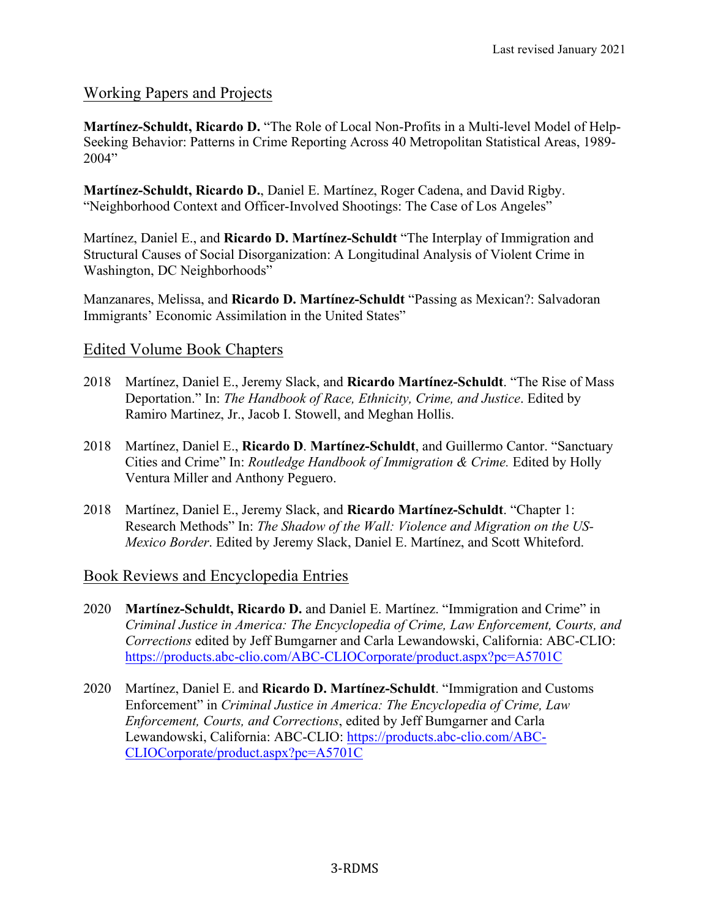## Working Papers and Projects

**Martínez-Schuldt, Ricardo D.** "The Role of Local Non-Profits in a Multi-level Model of Help-Seeking Behavior: Patterns in Crime Reporting Across 40 Metropolitan Statistical Areas, 1989-2004"

**Martínez-Schuldt, Ricardo D.**, Daniel E. Martínez, Roger Cadena, and David Rigby. "Neighborhood Context and Officer-Involved Shootings: The Case of Los Angeles"

Martínez, Daniel E., and **Ricardo D. Martínez-Schuldt** "The Interplay of Immigration and Structural Causes of Social Disorganization: A Longitudinal Analysis of Violent Crime in Washington, DC Neighborhoods"

Manzanares, Melissa, and **Ricardo D. Martínez-Schuldt** "Passing as Mexican?: Salvadoran Immigrants' Economic Assimilation in the United States"

## Edited Volume Book Chapters

2018 Martínez, Daniel E., Jeremy Slack, and **Ricardo Martínez-Schuldt**. "The Rise of Mass Deportation." In: *The Handbook of Race, Ethnicity, Crime, and Justice*. Edited by Ramiro Martinez, Jr., Jacob I. Stowell, and Meghan Hollis.

2018 Martínez, Daniel E., **Ricardo D**. **Martínez-Schuldt**, and Guillermo Cantor. "Sanctuary Cities and Crime" In: *Routledge Handbook of Immigration & Crime.* Edited by Holly Ventura Miller and Anthony Peguero.

2018 Martínez, Daniel E., Jeremy Slack, and **Ricardo Martínez-Schuldt**. "Chapter 1: Research Methods" In: *The Shadow of the Wall: Violence and Migration on the US-Mexico Border*. Edited by Jeremy Slack, Daniel E. Martínez, and Scott Whiteford.

## Book Reviews and Encyclopedia Entries

2020 **Martínez-Schuldt, Ricardo D.** and Daniel E. Martínez. "Immigration and Crime" in *Criminal Justice in America: The Encyclopedia of Crime, Law Enforcement, Courts, and Corrections* edited by Jeff Bumgarner and Carla Lewandowski, California: ABC-CLIO: https://products.abc-clio.com/ABC-CLIOCorporate/product.aspx?pc=A5701C

2020 Martínez, Daniel E. and **Ricardo D. Martínez-Schuldt**. "Immigration and Customs Enforcement" in *Criminal Justice in America: The Encyclopedia of Crime, Law Enforcement, Courts, and Corrections*, edited by Jeff Bumgarner and Carla Lewandowski, California: ABC-CLIO: https://products.abc-clio.com/ABC-CLIOCorporate/product.aspx?pc=A5701C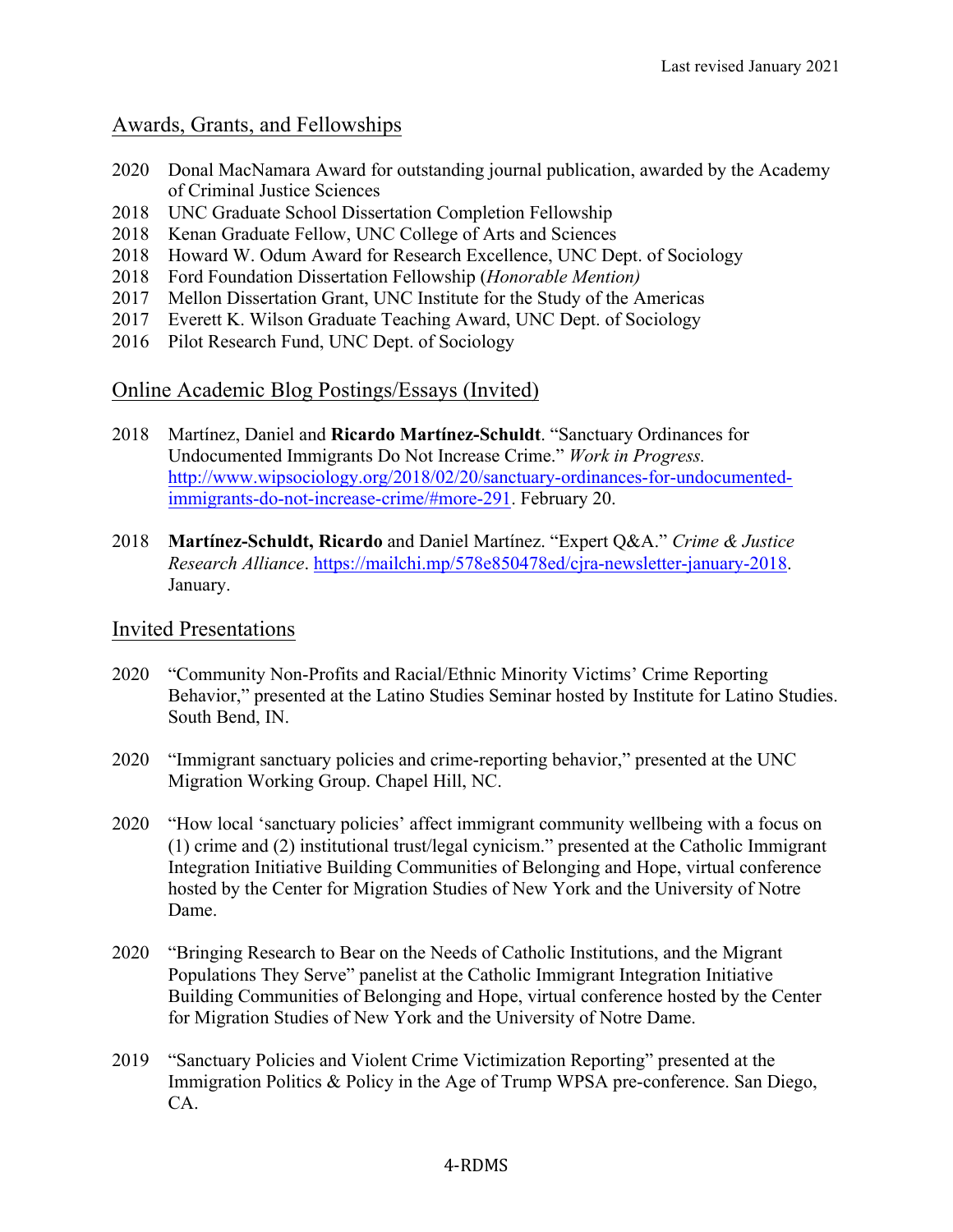## Awards, Grants, and Fellowships

- 2020 Donal MacNamara Award for outstanding journal publication, awarded by the Academy of Criminal Justice Sciences
- 2018 UNC Graduate School Dissertation Completion Fellowship
- 2018 Kenan Graduate Fellow, UNC College of Arts and Sciences
- 2018 Howard W. Odum Award for Research Excellence, UNC Dept. of Sociology
- 2018 Ford Foundation Dissertation Fellowship (*Honorable Mention)*
- 2017 Mellon Dissertation Grant, UNC Institute for the Study of the Americas
- 2017 Everett K. Wilson Graduate Teaching Award, UNC Dept. of Sociology
- 2016 Pilot Research Fund, UNC Dept. of Sociology

## Online Academic Blog Postings/Essays (Invited)

2018 Martínez, Daniel and **Ricardo Martínez-Schuldt**. "Sanctuary Ordinances for Undocumented Immigrants Do Not Increase Crime." *Work in Progress.* http://www.wipsociology.org/2018/02/20/sanctuary-ordinances-for-undocumented-immigrants-do-not-increase-crime/#more-291. February 20.

2018 **Martínez-Schuldt, Ricardo** and Daniel Martínez. "Expert Q&A." *Crime & Justice Research Alliance*. https://mailchi.mp/578e850478ed/cjra-newsletter-january-2018. January.

## Invited Presentations

2020 "Community Non-Profits and Racial/Ethnic Minority Victims' Crime Reporting Behavior," presented at the Latino Studies Seminar hosted by Institute for Latino Studies. South Bend, IN.

2020 "Immigrant sanctuary policies and crime-reporting behavior," presented at the UNC Migration Working Group. Chapel Hill, NC.

2020 "How local 'sanctuary policies' affect immigrant community wellbeing with a focus on (1) crime and (2) institutional trust/legal cynicism." presented at the Catholic Immigrant Integration Initiative Building Communities of Belonging and Hope, virtual conference hosted by the Center for Migration Studies of New York and the University of Notre Dame.

2020 "Bringing Research to Bear on the Needs of Catholic Institutions, and the Migrant Populations They Serve" panelist at the Catholic Immigrant Integration Initiative Building Communities of Belonging and Hope, virtual conference hosted by the Center for Migration Studies of New York and the University of Notre Dame.

2019 "Sanctuary Policies and Violent Crime Victimization Reporting" presented at the Immigration Politics & Policy in the Age of Trump WPSA pre-conference. San Diego, CA.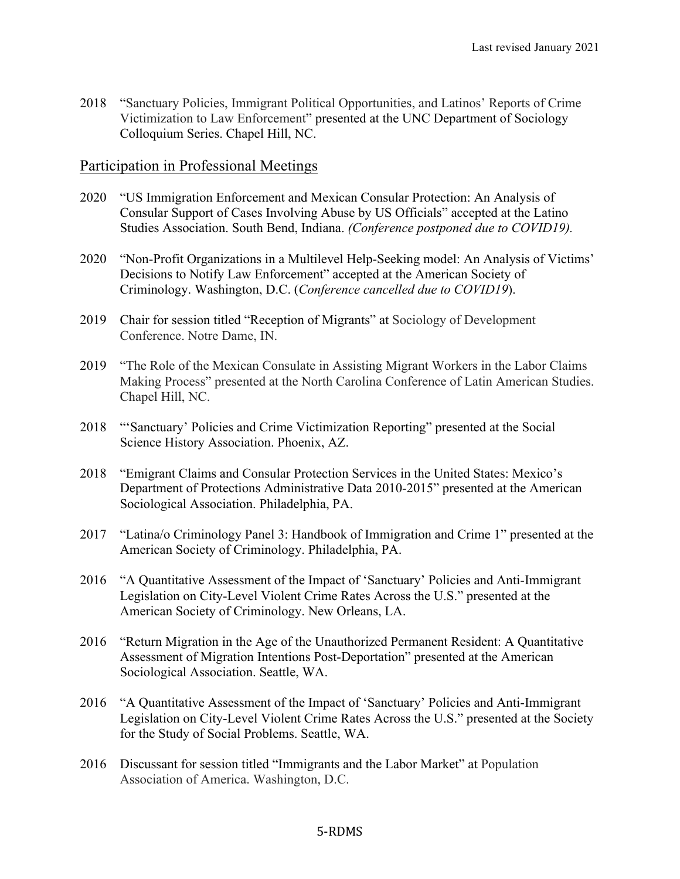2018 "Sanctuary Policies, Immigrant Political Opportunities, and Latinos' Reports of Crime Victimization to Law Enforcement" presented at the UNC Department of Sociology Colloquium Series. Chapel Hill, NC.

## Participation in Professional Meetings

2020 "US Immigration Enforcement and Mexican Consular Protection: An Analysis of Consular Support of Cases Involving Abuse by US Officials" accepted at the Latino Studies Association. South Bend, Indiana. *(Conference postponed due to COVID19).*

2020 "Non-Profit Organizations in a Multilevel Help-Seeking model: An Analysis of Victims' Decisions to Notify Law Enforcement" accepted at the American Society of Criminology. Washington, D.C. (*Conference cancelled due to COVID19*).

2019 Chair for session titled "Reception of Migrants" at Sociology of Development Conference. Notre Dame, IN.

2019 "The Role of the Mexican Consulate in Assisting Migrant Workers in the Labor Claims Making Process" presented at the North Carolina Conference of Latin American Studies. Chapel Hill, NC.

2018 "'Sanctuary' Policies and Crime Victimization Reporting" presented at the Social Science History Association. Phoenix, AZ.

2018 "Emigrant Claims and Consular Protection Services in the United States: Mexico's Department of Protections Administrative Data 2010-2015" presented at the American Sociological Association. Philadelphia, PA.

2017 "Latina/o Criminology Panel 3: Handbook of Immigration and Crime 1" presented at the American Society of Criminology. Philadelphia, PA.

2016 "A Quantitative Assessment of the Impact of 'Sanctuary' Policies and Anti-Immigrant Legislation on City-Level Violent Crime Rates Across the U.S." presented at the American Society of Criminology. New Orleans, LA.

2016 "Return Migration in the Age of the Unauthorized Permanent Resident: A Quantitative Assessment of Migration Intentions Post-Deportation" presented at the American Sociological Association. Seattle, WA.

2016 "A Quantitative Assessment of the Impact of 'Sanctuary' Policies and Anti-Immigrant Legislation on City-Level Violent Crime Rates Across the U.S." presented at the Society for the Study of Social Problems. Seattle, WA.

2016 Discussant for session titled "Immigrants and the Labor Market" at Population Association of America. Washington, D.C.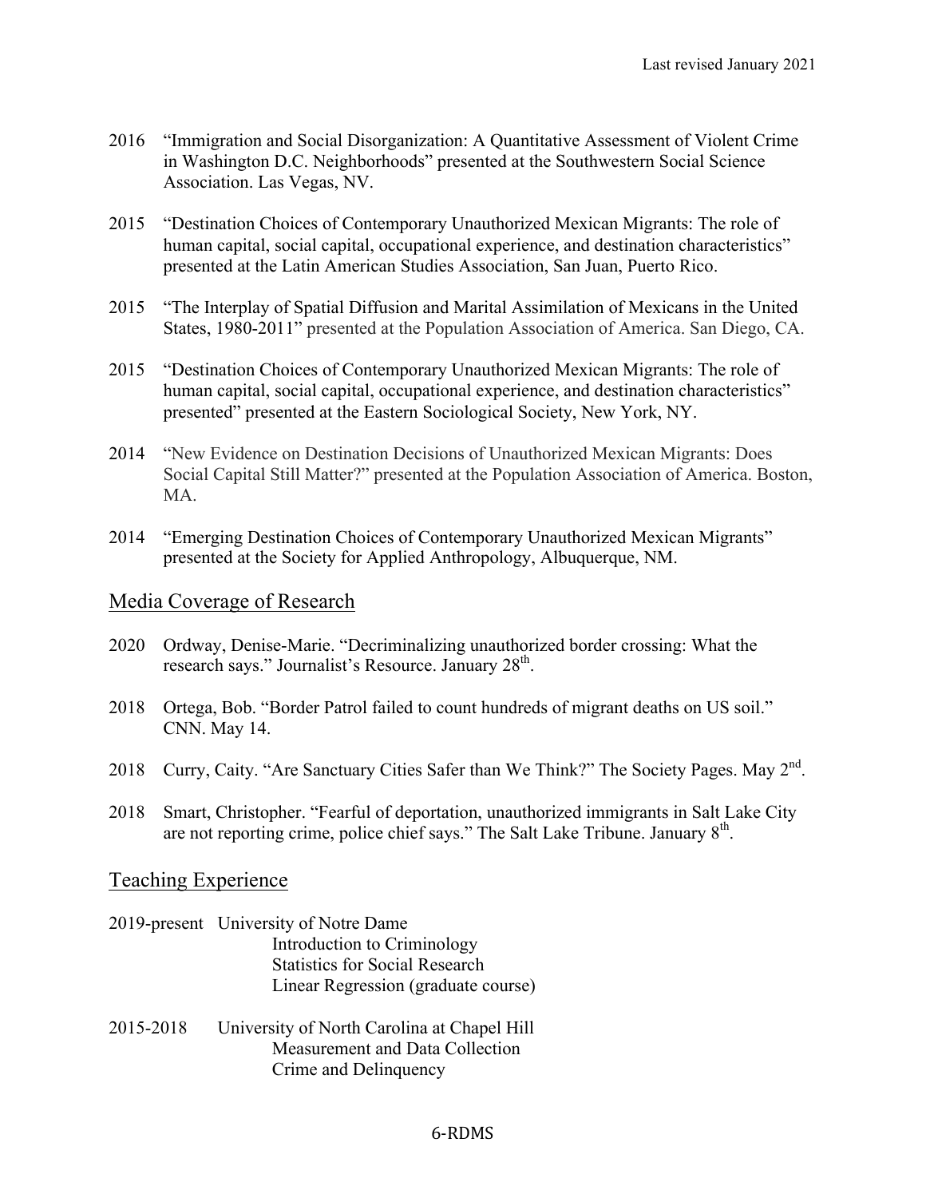2016 "Immigration and Social Disorganization: A Quantitative Assessment of Violent Crime in Washington D.C. Neighborhoods" presented at the Southwestern Social Science Association. Las Vegas, NV.

2015 "Destination Choices of Contemporary Unauthorized Mexican Migrants: The role of human capital, social capital, occupational experience, and destination characteristics" presented at the Latin American Studies Association, San Juan, Puerto Rico.

2015 "The Interplay of Spatial Diffusion and Marital Assimilation of Mexicans in the United States, 1980-2011" presented at the Population Association of America. San Diego, CA.

2015 "Destination Choices of Contemporary Unauthorized Mexican Migrants: The role of human capital, social capital, occupational experience, and destination characteristics" presented" presented at the Eastern Sociological Society, New York, NY.

2014 "New Evidence on Destination Decisions of Unauthorized Mexican Migrants: Does Social Capital Still Matter?" presented at the Population Association of America. Boston, MA.

2014 "Emerging Destination Choices of Contemporary Unauthorized Mexican Migrants" presented at the Society for Applied Anthropology, Albuquerque, NM.

## Media Coverage of Research

2020 Ordway, Denise-Marie. "Decriminalizing unauthorized border crossing: What the research says." Journalist's Resource. January 28th.

2018 Ortega, Bob. "Border Patrol failed to count hundreds of migrant deaths on US soil." CNN. May 14.

2018 Curry, Caity. "Are Sanctuary Cities Safer than We Think?" The Society Pages. May 2nd.

2018 Smart, Christopher. "Fearful of deportation, unauthorized immigrants in Salt Lake City are not reporting crime, police chief says." The Salt Lake Tribune. January 8th.

## Teaching Experience

2019-present University of Notre Dame
- Introduction to Criminology
- Statistics for Social Research
- Linear Regression (graduate course)

2015-2018 University of North Carolina at Chapel Hill
- Measurement and Data Collection
- Crime and Delinquency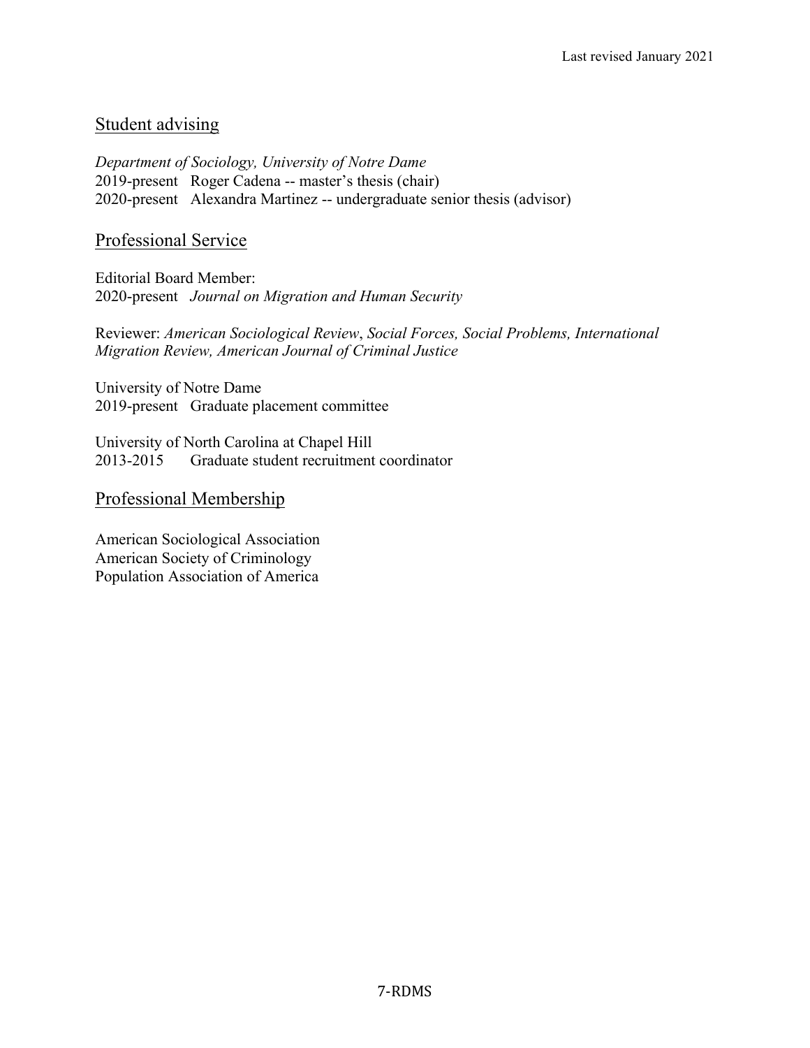## Student advising

*Department of Sociology, University of Notre Dame*
2019-present Roger Cadena -- master's thesis (chair)
2020-present Alexandra Martinez -- undergraduate senior thesis (advisor)

## Professional Service

Editorial Board Member:
2020-present *Journal on Migration and Human Security*

Reviewer: *American Sociological Review*, *Social Forces, Social Problems, International Migration Review, American Journal of Criminal Justice*

University of Notre Dame
2019-present Graduate placement committee

University of North Carolina at Chapel Hill
2013-2015 Graduate student recruitment coordinator

## Professional Membership

American Sociological Association
American Society of Criminology
Population Association of America